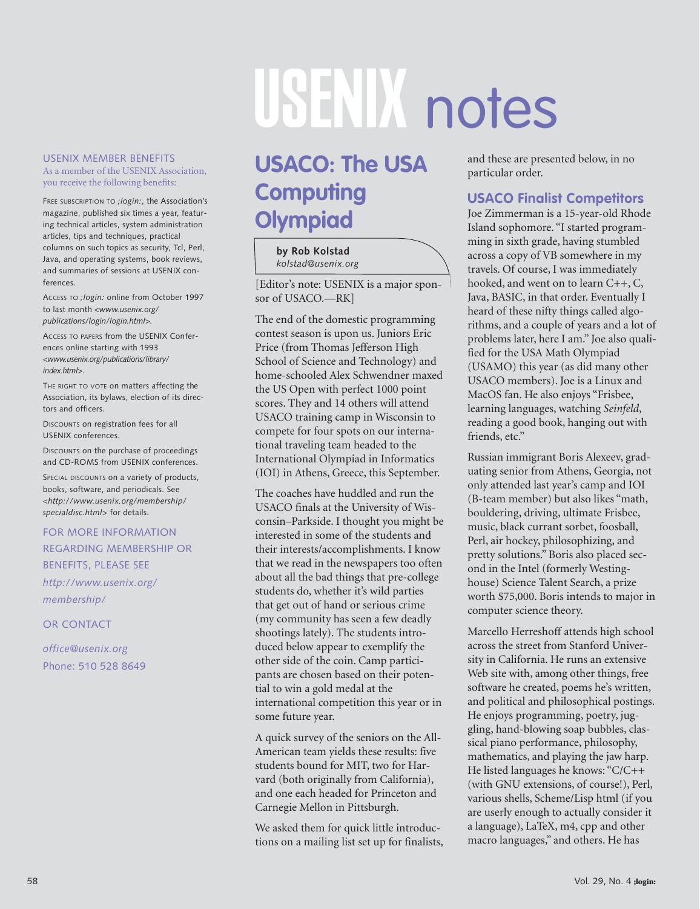# USENIX notes

### USENIX MEMBER BENEFITS

As a member of the USENIX Association, you receive the following benefits:

FREE SUBSCRIPTION TO *;login:*, the Association's magazine, published six times a year, featuring technical articles, system administration articles, tips and techniques, practical columns on such topics as security, Tcl, Perl, Java, and operating systems, book reviews, and summaries of sessions at USENIX conferences.

ACCESS TO *;login:* online from October 1997 to last month <*www.usenix.org/publications/login/login.html*>.

ACCESS TO PAPERS from the USENIX Conferences online starting with 1993 <*www.usenix.org/publications/library/index.html*>.

THE RIGHT TO VOTE on matters affecting the Association, its bylaws, election of its directors and officers.

DISCOUNTS on registration fees for all USENIX conferences.

DISCOUNTS on the purchase of proceedings and CD-ROMS from USENIX conferences.

SPECIAL DISCOUNTS on a variety of products, books, software, and periodicals. See <*http://www.usenix.org/membership/specialdisc.html*> for details.

FOR MORE INFORMATION REGARDING MEMBERSHIP OR BENEFITS, PLEASE SEE *http://www.usenix.org/membership/*

OR CONTACT

*office@usenix.org*

Phone: 510 528 8649

## USACO: The USA Computing Olympiad

**by Rob Kolstad**
*kolstad@usenix.org*

[Editor's note: USENIX is a major sponsor of USACO.—RK]

The end of the domestic programming contest season is upon us. Juniors Eric Price (from Thomas Jefferson High School of Science and Technology) and home-schooled Alex Schwendner maxed the US Open with perfect 1000 point scores. They and 14 others will attend USACO training camp in Wisconsin to compete for four spots on our international traveling team headed to the International Olympiad in Informatics (IOI) in Athens, Greece, this September.

The coaches have huddled and run the USACO finals at the University of Wisconsin–Parkside. I thought you might be interested in some of the students and their interests/accomplishments. I know that we read in the newspapers too often about all the bad things that pre-college students do, whether it's wild parties that get out of hand or serious crime (my community has seen a few deadly shootings lately). The students introduced below appear to exemplify the other side of the coin. Camp participants are chosen based on their potential to win a gold medal at the international competition this year or in some future year.

A quick survey of the seniors on the All-American team yields these results: five students bound for MIT, two for Harvard (both originally from California), and one each headed for Princeton and Carnegie Mellon in Pittsburgh.

We asked them for quick little introductions on a mailing list set up for finalists, and these are presented below, in no particular order.

### USACO Finalist Competitors

Joe Zimmerman is a 15-year-old Rhode Island sophomore. "I started programming in sixth grade, having stumbled across a copy of VB somewhere in my travels. Of course, I was immediately hooked, and went on to learn C++, C, Java, BASIC, in that order. Eventually I heard of these nifty things called algorithms, and a couple of years and a lot of problems later, here I am." Joe also qualified for the USA Math Olympiad (USAMO) this year (as did many other USACO members). Joe is a Linux and MacOS fan. He also enjoys "Frisbee, learning languages, watching *Seinfeld*, reading a good book, hanging out with friends, etc."

Russian immigrant Boris Alexeev, graduating senior from Athens, Georgia, not only attended last year's camp and IOI (B-team member) but also likes "math, bouldering, driving, ultimate Frisbee, music, black currant sorbet, foosball, Perl, air hockey, philosophizing, and pretty solutions." Boris also placed second in the Intel (formerly Westinghouse) Science Talent Search, a prize worth $75,000. Boris intends to major in computer science theory.

Marcello Herreshoff attends high school across the street from Stanford University in California. He runs an extensive Web site with, among other things, free software he created, poems he's written, and political and philosophical postings. He enjoys programming, poetry, juggling, hand-blowing soap bubbles, classical piano performance, philosophy, mathematics, and playing the jaw harp. He listed languages he knows: "C/C++ (with GNU extensions, of course!), Perl, various shells, Scheme/Lisp html (if you are userly enough to actually consider it a language), LaTeX, m4, cpp and other macro languages," and others. He has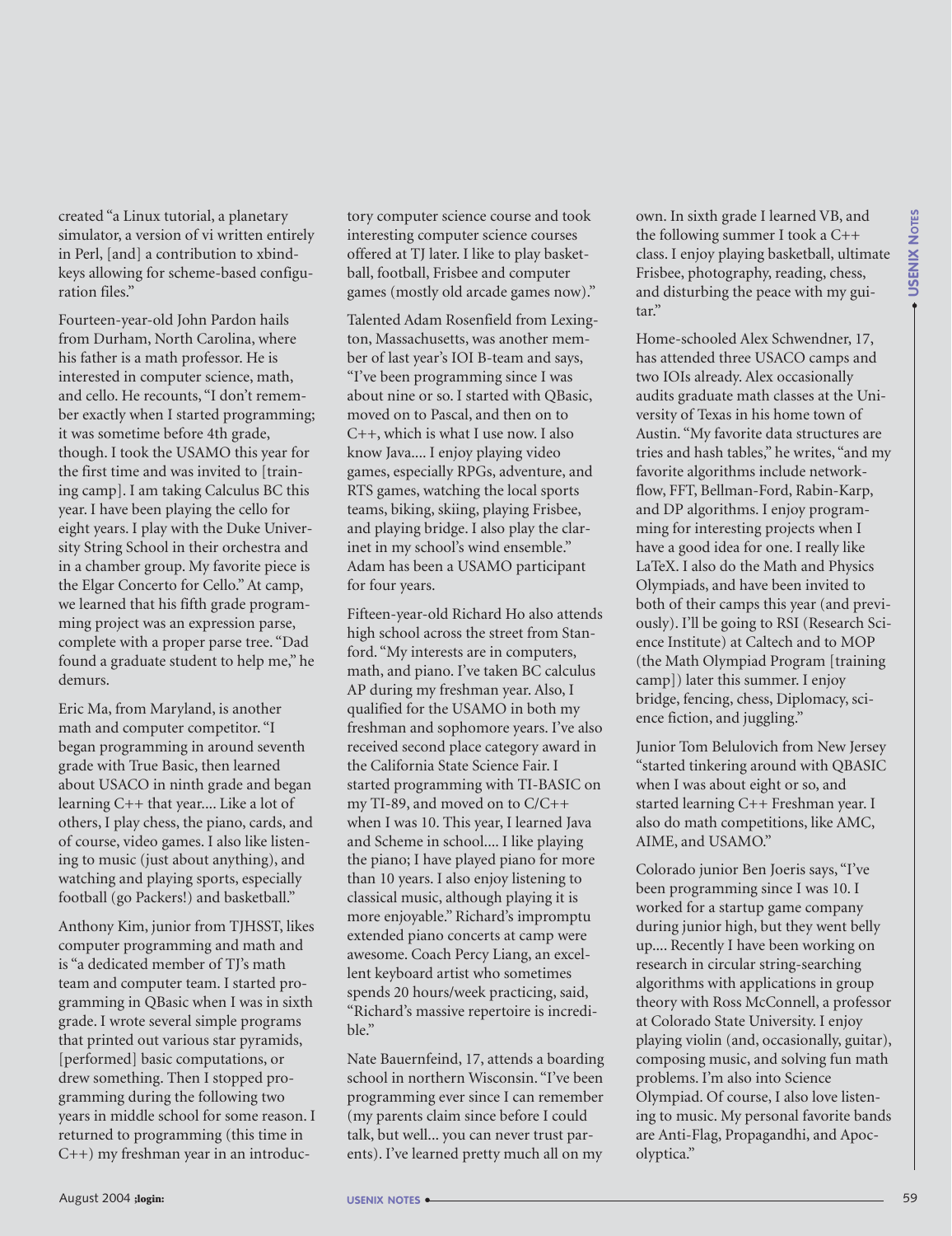created "a Linux tutorial, a planetary simulator, a version of vi written entirely in Perl, [and] a contribution to xbindkeys allowing for scheme-based configuration files."

Fourteen-year-old John Pardon hails from Durham, North Carolina, where his father is a math professor. He is interested in computer science, math, and cello. He recounts, "I don't remember exactly when I started programming; it was sometime before 4th grade, though. I took the USAMO this year for the first time and was invited to [training camp]. I am taking Calculus BC this year. I have been playing the cello for eight years. I play with the Duke University String School in their orchestra and in a chamber group. My favorite piece is the Elgar Concerto for Cello." At camp, we learned that his fifth grade programming project was an expression parse, complete with a proper parse tree. "Dad found a graduate student to help me," he demurs.

Eric Ma, from Maryland, is another math and computer competitor. "I began programming in around seventh grade with True Basic, then learned about USACO in ninth grade and began learning C++ that year.... Like a lot of others, I play chess, the piano, cards, and of course, video games. I also like listening to music (just about anything), and watching and playing sports, especially football (go Packers!) and basketball."

Anthony Kim, junior from TJHSST, likes computer programming and math and is "a dedicated member of TJ's math team and computer team. I started programming in QBasic when I was in sixth grade. I wrote several simple programs that printed out various star pyramids, [performed] basic computations, or drew something. Then I stopped programming during the following two years in middle school for some reason. I returned to programming (this time in C++) my freshman year in an introductory computer science course and took interesting computer science courses offered at TJ later. I like to play basketball, football, Frisbee and computer games (mostly old arcade games now)."

Talented Adam Rosenfield from Lexington, Massachusetts, was another member of last year's IOI B-team and says, "I've been programming since I was about nine or so. I started with QBasic, moved on to Pascal, and then on to C++, which is what I use now. I also know Java.... I enjoy playing video games, especially RPGs, adventure, and RTS games, watching the local sports teams, biking, skiing, playing Frisbee, and playing bridge. I also play the clarinet in my school's wind ensemble." Adam has been a USAMO participant for four years.

Fifteen-year-old Richard Ho also attends high school across the street from Stanford. "My interests are in computers, math, and piano. I've taken BC calculus AP during my freshman year. Also, I qualified for the USAMO in both my freshman and sophomore years. I've also received second place category award in the California State Science Fair. I started programming with TI-BASIC on my TI-89, and moved on to C/C++ when I was 10. This year, I learned Java and Scheme in school.... I like playing the piano; I have played piano for more than 10 years. I also enjoy listening to classical music, although playing it is more enjoyable." Richard's impromptu extended piano concerts at camp were awesome. Coach Percy Liang, an excellent keyboard artist who sometimes spends 20 hours/week practicing, said, "Richard's massive repertoire is incredible."

Nate Bauernfeind, 17, attends a boarding school in northern Wisconsin. "I've been programming ever since I can remember (my parents claim since before I could talk, but well... you can never trust parents). I've learned pretty much all on my own. In sixth grade I learned VB, and the following summer I took a C++ class. I enjoy playing basketball, ultimate Frisbee, photography, reading, chess, and disturbing the peace with my guitar."

Home-schooled Alex Schwendner, 17, has attended three USACO camps and two IOIs already. Alex occasionally audits graduate math classes at the University of Texas in his home town of Austin. "My favorite data structures are tries and hash tables," he writes, "and my favorite algorithms include network-flow, FFT, Bellman-Ford, Rabin-Karp, and DP algorithms. I enjoy programming for interesting projects when I have a good idea for one. I really like LaTeX. I also do the Math and Physics Olympiads, and have been invited to both of their camps this year (and previously). I'll be going to RSI (Research Science Institute) at Caltech and to MOP (the Math Olympiad Program [training camp]) later this summer. I enjoy bridge, fencing, chess, Diplomacy, science fiction, and juggling."

Junior Tom Belulovich from New Jersey "started tinkering around with QBASIC when I was about eight or so, and started learning C++ Freshman year. I also do math competitions, like AMC, AIME, and USAMO."

Colorado junior Ben Joeris says, "I've been programming since I was 10. I worked for a startup game company during junior high, but they went belly up.... Recently I have been working on research in circular string-searching algorithms with applications in group theory with Ross McConnell, a professor at Colorado State University. I enjoy playing violin (and, occasionally, guitar), composing music, and solving fun math problems. I'm also into Science Olympiad. Of course, I also love listening to music. My personal favorite bands are Anti-Flag, Propagandhi, and Apocolyptica."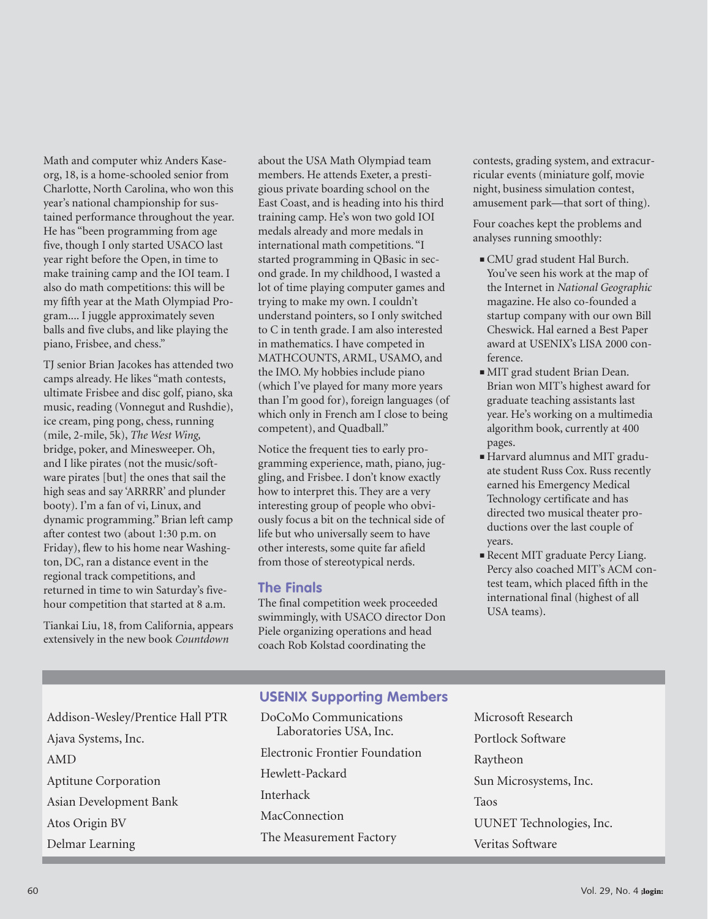Math and computer whiz Anders Kaseorg, 18, is a home-schooled senior from Charlotte, North Carolina, who won this year's national championship for sustained performance throughout the year. He has "been programming from age five, though I only started USACO last year right before the Open, in time to make training camp and the IOI team. I also do math competitions: this will be my fifth year at the Math Olympiad Program.... I juggle approximately seven balls and five clubs, and like playing the piano, Frisbee, and chess."

TJ senior Brian Jacokes has attended two camps already. He likes "math contests, ultimate Frisbee and disc golf, piano, ska music, reading (Vonnegut and Rushdie), ice cream, ping pong, chess, running (mile, 2-mile, 5k), *The West Wing,* bridge, poker, and Minesweeper. Oh, and I like pirates (not the music/software pirates [but] the ones that sail the high seas and say 'ARRRR' and plunder booty). I'm a fan of vi, Linux, and dynamic programming." Brian left camp after contest two (about 1:30 p.m. on Friday), flew to his home near Washington, DC, ran a distance event in the regional track competitions, and returned in time to win Saturday's five-hour competition that started at 8 a.m.

Tiankai Liu, 18, from California, appears extensively in the new book *Countdown* about the USA Math Olympiad team members. He attends Exeter, a prestigious private boarding school on the East Coast, and is heading into his third training camp. He's won two gold IOI medals already and more medals in international math competitions. "I started programming in QBasic in second grade. In my childhood, I wasted a lot of time playing computer games and trying to make my own. I couldn't understand pointers, so I only switched to C in tenth grade. I am also interested in mathematics. I have competed in MATHCOUNTS, ARML, USAMO, and the IMO. My hobbies include piano (which I've played for many more years than I'm good for), foreign languages (of which only in French am I close to being competent), and Quadball."

Notice the frequent ties to early programming experience, math, piano, juggling, and Frisbee. I don't know exactly how to interpret this. They are a very interesting group of people who obviously focus a bit on the technical side of life but who universally seem to have other interests, some quite far afield from those of stereotypical nerds.

## The Finals

The final competition week proceeded swimmingly, with USACO director Don Piele organizing operations and head coach Rob Kolstad coordinating the contests, grading system, and extracurricular events (miniature golf, movie night, business simulation contest, amusement park—that sort of thing).

Four coaches kept the problems and analyses running smoothly:

- CMU grad student Hal Burch. You've seen his work at the map of the Internet in *National Geographic* magazine. He also co-founded a startup company with our own Bill Cheswick. Hal earned a Best Paper award at USENIX's LISA 2000 conference.
- MIT grad student Brian Dean. Brian won MIT's highest award for graduate teaching assistants last year. He's working on a multimedia algorithm book, currently at 400 pages.
- Harvard alumnus and MIT graduate student Russ Cox. Russ recently earned his Emergency Medical Technology certificate and has directed two musical theater productions over the last couple of years.
- Recent MIT graduate Percy Liang. Percy also coached MIT's ACM contest team, which placed fifth in the international final (highest of all USA teams).

## USENIX Supporting Members

Addison-Wesley/Prentice Hall PTR
Ajava Systems, Inc.
AMD
Aptitune Corporation
Asian Development Bank
Atos Origin BV
Delmar Learning
DoCoMo Communications Laboratories USA, Inc.
Electronic Frontier Foundation
Hewlett-Packard
Interhack
MacConnection
The Measurement Factory
Microsoft Research
Portlock Software
Raytheon
Sun Microsystems, Inc.
Taos
UUNET Technologies, Inc.
Veritas Software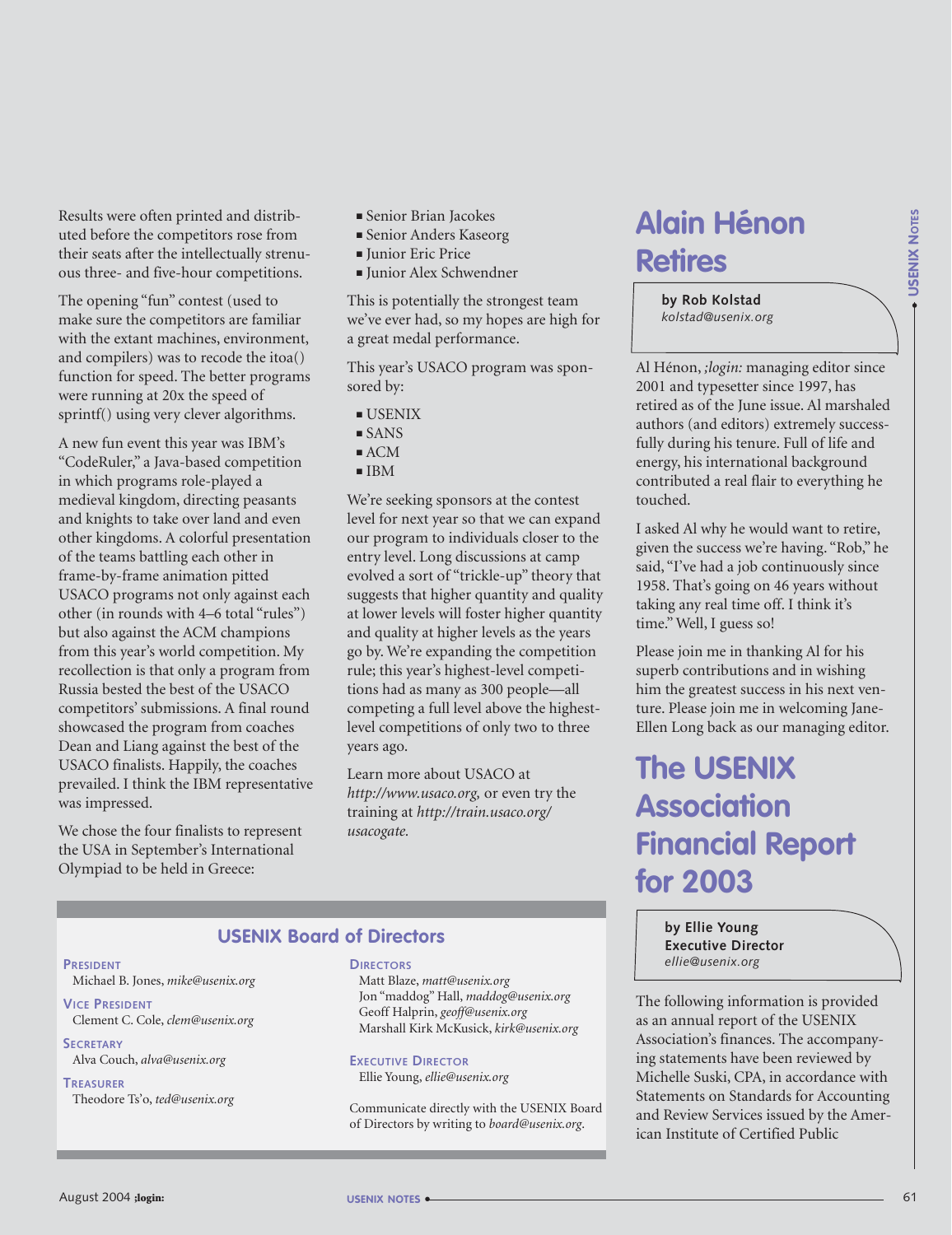Results were often printed and distributed before the competitors rose from their seats after the intellectually strenuous three- and five-hour competitions.

The opening "fun" contest (used to make sure the competitors are familiar with the extant machines, environment, and compilers) was to recode the itoa() function for speed. The better programs were running at 20x the speed of sprintf() using very clever algorithms.

A new fun event this year was IBM's "CodeRuler," a Java-based competition in which programs role-played a medieval kingdom, directing peasants and knights to take over land and even other kingdoms. A colorful presentation of the teams battling each other in frame-by-frame animation pitted USACO programs not only against each other (in rounds with 4–6 total "rules") but also against the ACM champions from this year's world competition. My recollection is that only a program from Russia bested the best of the USACO competitors' submissions. A final round showcased the program from coaches Dean and Liang against the best of the USACO finalists. Happily, the coaches prevailed. I think the IBM representative was impressed.

We chose the four finalists to represent the USA in September's International Olympiad to be held in Greece:

- Senior Brian Jacokes
- Senior Anders Kaseorg
- Junior Eric Price
- Junior Alex Schwendner

This is potentially the strongest team we've ever had, so my hopes are high for a great medal performance.

This year's USACO program was sponsored by:

- USENIX
- SANS
- ACM
- IBM

We're seeking sponsors at the contest level for next year so that we can expand our program to individuals closer to the entry level. Long discussions at camp evolved a sort of "trickle-up" theory that suggests that higher quantity and quality at lower levels will foster higher quantity and quality at higher levels as the years go by. We're expanding the competition rule; this year's highest-level competitions had as many as 300 people—all competing a full level above the highest-level competitions of only two to three years ago.

Learn more about USACO at *http://www.usaco.org,* or even try the training at *http://train.usaco.org/usacogate.*

## USENIX Board of Directors

**PRESIDENT**
Michael B. Jones, *mike@usenix.org*

**VICE PRESIDENT**
Clement C. Cole, *clem@usenix.org*

**SECRETARY**
Alva Couch, *alva@usenix.org*

**TREASURER**
Theodore Ts'o, *ted@usenix.org*

**DIRECTORS**
Matt Blaze, *matt@usenix.org*
Jon "maddog" Hall, *maddog@usenix.org*
Geoff Halprin, *geoff@usenix.org*
Marshall Kirk McKusick, *kirk@usenix.org*

**EXECUTIVE DIRECTOR**
Ellie Young, *ellie@usenix.org*

Communicate directly with the USENIX Board of Directors by writing to *board@usenix.org*.

# Alain Hénon Retires

**by Rob Kolstad**
*kolstad@usenix.org*

Al Hénon, *;login:* managing editor since 2001 and typesetter since 1997, has retired as of the June issue. Al marshaled authors (and editors) extremely successfully during his tenure. Full of life and energy, his international background contributed a real flair to everything he touched.

I asked Al why he would want to retire, given the success we're having. "Rob," he said, "I've had a job continuously since 1958. That's going on 46 years without taking any real time off. I think it's time." Well, I guess so!

Please join me in thanking Al for his superb contributions and in wishing him the greatest success in his next venture. Please join me in welcoming Jane-Ellen Long back as our managing editor.

# The USENIX Association Financial Report for 2003

**by Ellie Young**
**Executive Director**
*ellie@usenix.org*

The following information is provided as an annual report of the USENIX Association's finances. The accompanying statements have been reviewed by Michelle Suski, CPA, in accordance with Statements on Standards for Accounting and Review Services issued by the American Institute of Certified Public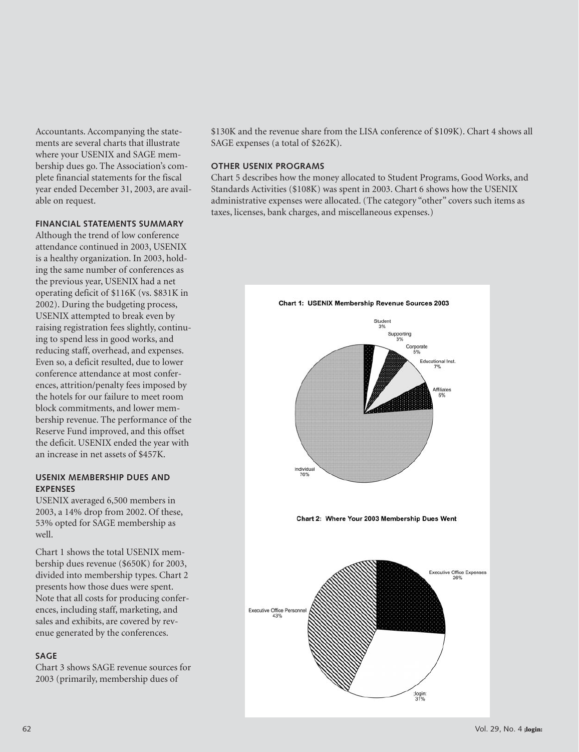Accountants. Accompanying the statements are several charts that illustrate where your USENIX and SAGE membership dues go. The Association's complete financial statements for the fiscal year ended December 31, 2003, are available on request.

### FINANCIAL STATEMENTS SUMMARY

Although the trend of low conference attendance continued in 2003, USENIX is a healthy organization. In 2003, holding the same number of conferences as the previous year, USENIX had a net operating deficit of $116K (vs. $831K in 2002). During the budgeting process, USENIX attempted to break even by raising registration fees slightly, continuing to spend less in good works, and reducing staff, overhead, and expenses. Even so, a deficit resulted, due to lower conference attendance at most conferences, attrition/penalty fees imposed by the hotels for our failure to meet room block commitments, and lower membership revenue. The performance of the Reserve Fund improved, and this offset the deficit. USENIX ended the year with an increase in net assets of $457K.

### USENIX MEMBERSHIP DUES AND EXPENSES

USENIX averaged 6,500 members in 2003, a 14% drop from 2002. Of these, 53% opted for SAGE membership as well.

Chart 1 shows the total USENIX membership dues revenue ($650K) for 2003, divided into membership types. Chart 2 presents how those dues were spent. Note that all costs for producing conferences, including staff, marketing, and sales and exhibits, are covered by revenue generated by the conferences.

### SAGE

Chart 3 shows SAGE revenue sources for 2003 (primarily, membership dues of $130K and the revenue share from the LISA conference of $109K). Chart 4 shows all SAGE expenses (a total of $262K).

### OTHER USENIX PROGRAMS

Chart 5 describes how the money allocated to Student Programs, Good Works, and Standards Activities ($108K) was spent in 2003. Chart 6 shows how the USENIX administrative expenses were allocated. (The category "other" covers such items as taxes, licenses, bank charges, and miscellaneous expenses.)

**Chart 1: USENIX Membership Revenue Sources 2003**

Student 3%, Supporting 3%, Corporate 5%, Educational Inst. 7%, Affiliates 6%, Individual 76%

**Chart 2: Where Your 2003 Membership Dues Went**

Executive Office Expenses 26%, ;login: 31%, Executive Office Personnel 43%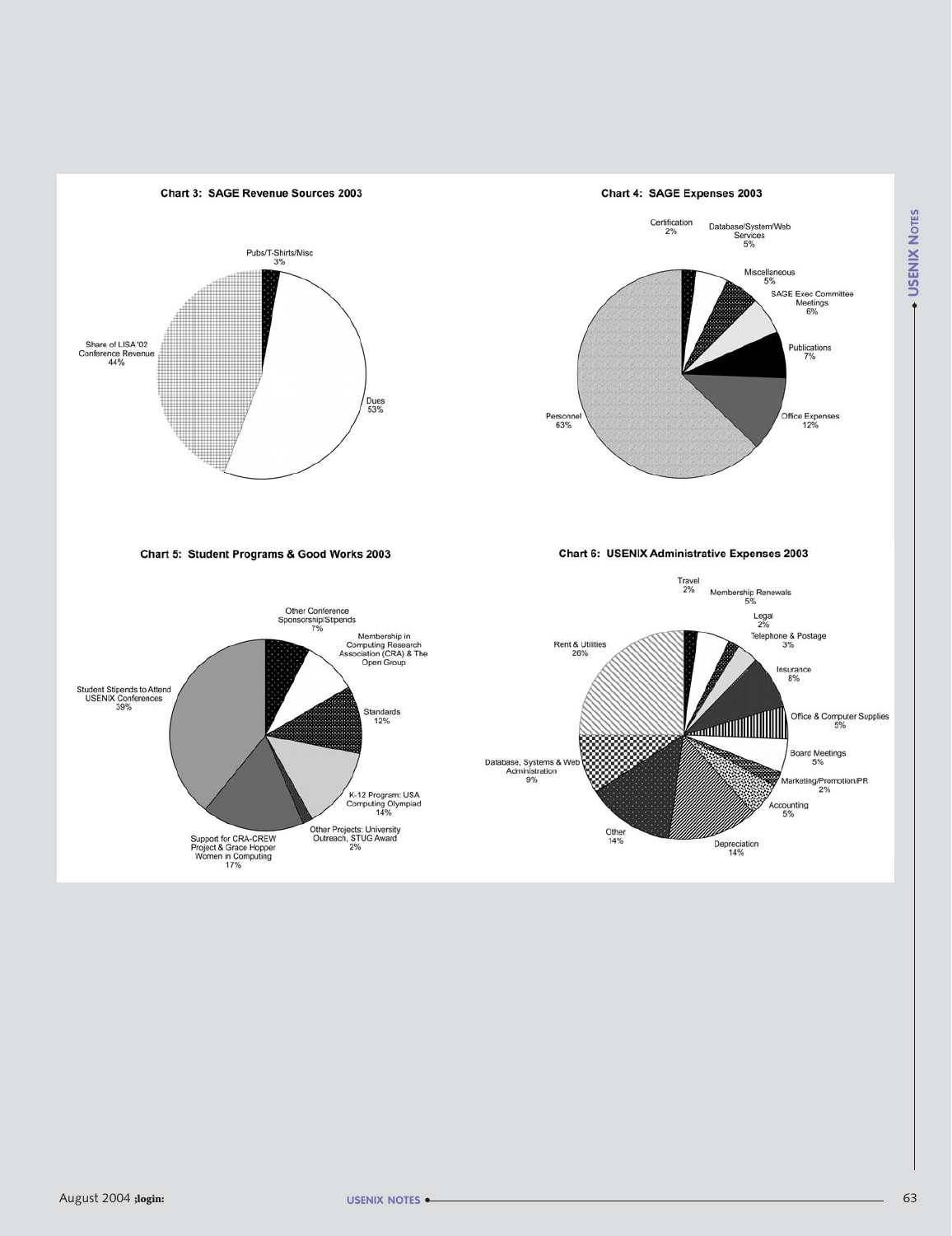**Chart 3: SAGE Revenue Sources 2003**

- Pubs/T-Shirts/Misc 3%
- Share of LISA '02 Conference Revenue 44%
- Dues 53%

**Chart 4: SAGE Expenses 2003**

- Certification 2%
- Database/System/Web Services 5%
- Miscellaneous 5%
- SAGE Exec Committee Meetings 6%
- Publications 7%
- Office Expenses 12%
- Personnel 63%

**Chart 5: Student Programs & Good Works 2003**

- Other Conference Sponsorship/Stipends 7%
- Membership in Computing Research Association (CRA) & The Open Group
- Standards 12%
- K-12 Program: USA Computing Olympiad 14%
- Other Projects: University Outreach, STUG Award 2%
- Support for CRA-CREW Project & Grace Hopper Women in Computing 17%
- Student Stipends to Attend USENIX Conferences 39%

**Chart 6: USENIX Administrative Expenses 2003**

- Travel 2%
- Membership Renewals 5%
- Legal 2%
- Telephone & Postage 3%
- Insurance 8%
- Office & Computer Supplies 5%
- Board Meetings 5%
- Marketing/Promotion/PR 2%
- Accounting 5%
- Depreciation 14%
- Other 14%
- Database, Systems & Web Administration 9%
- Rent & Utilities 26%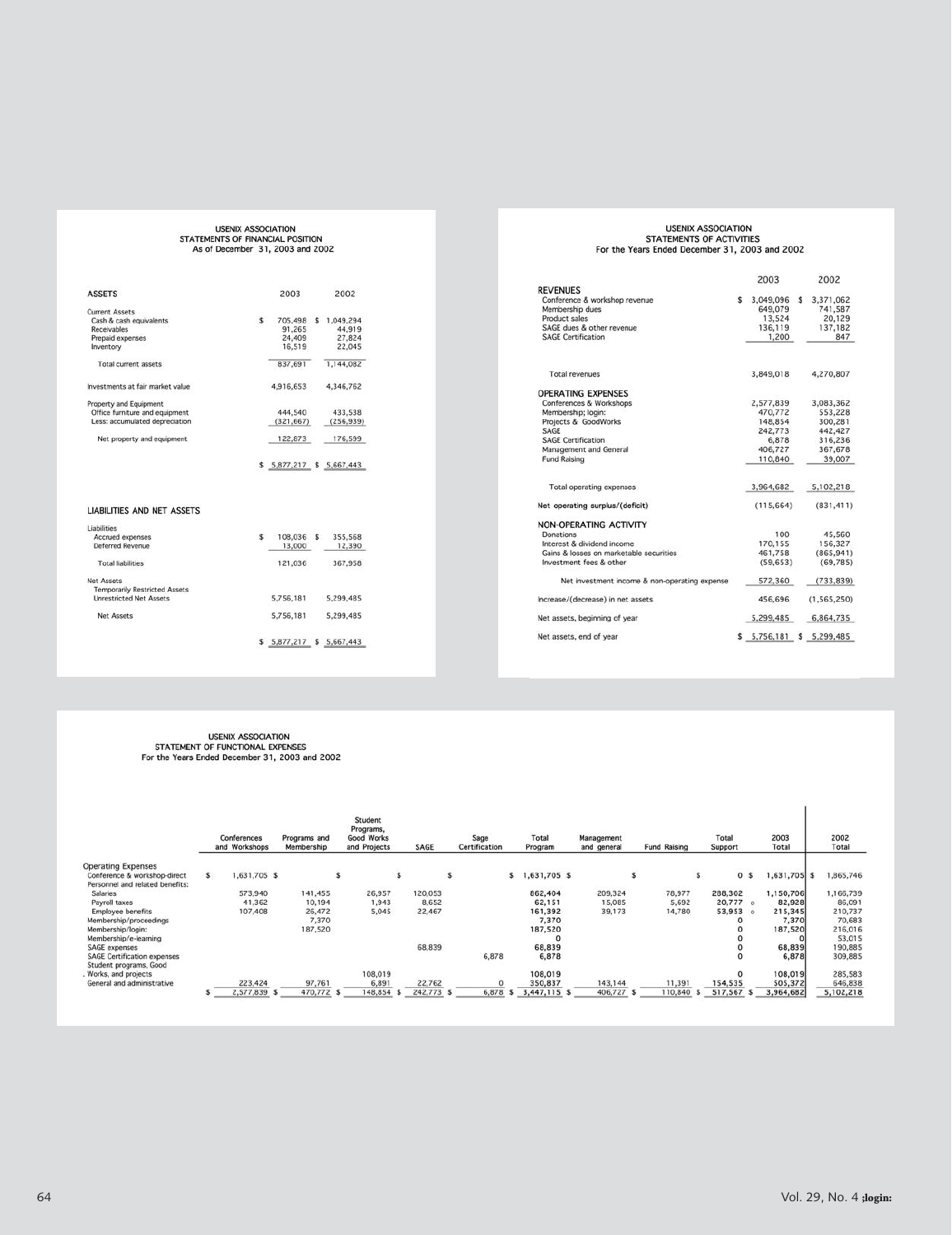## USENIX ASSOCIATION
### STATEMENTS OF FINANCIAL POSITION
### As of December 31, 2003 and 2002

| ASSETS | 2003 | 2002 |
|---|---|---|
| Current Assets | | |
| Cash & cash equivalents | $ 705,498 | $ 1,049,294 |
| Receivables | 91,265 | 44,919 |
| Prepaid expenses | 24,409 | 27,824 |
| Inventory | 16,519 | 22,045 |
| Total current assets | 837,691 | 1,144,082 |
| Investments at fair market value | 4,916,653 | 4,346,762 |
| Property and Equipment | | |
| Office furniture and equipment | 444,540 | 433,538 |
| Less: accumulated depreciation | (321,667) | (256,939) |
| Net property and equipment | 122,873 | 176,599 |
| | $ 5,877,217 | $ 5,667,443 |

| LIABILITIES AND NET ASSETS | 2003 | 2002 |
|---|---|---|
| Liabilities | | |
| Accrued expenses | $ 108,036 | $ 355,568 |
| Deferred Revenue | 13,000 | 12,390 |
| Total liabilities | 121,036 | 367,958 |
| Net Assets | | |
| Temporarily Restricted Assets | | |
| Unrestricted Net Assets | 5,756,181 | 5,299,485 |
| Net Assets | 5,756,181 | 5,299,485 |
| | $ 5,877,217 | $ 5,667,443 |

## USENIX ASSOCIATION
### STATEMENTS OF ACTIVITIES
### For the Years Ended December 31, 2003 and 2002

| | 2003 | 2002 |
|---|---|---|
| **REVENUES** | | |
| Conference & workshop revenue | $ 3,049,096 | $ 3,371,062 |
| Membership dues | 649,079 | 741,587 |
| Product sales | 13,524 | 20,129 |
| SAGE dues & other revenue | 136,119 | 137,182 |
| SAGE Certification | 1,200 | 847 |
| Total revenues | 3,849,018 | 4,270,807 |
| **OPERATING EXPENSES** | | |
| Conferences & Workshops | 2,577,839 | 3,083,362 |
| Membership; login: | 470,772 | 553,228 |
| Projects & GoodWorks | 148,854 | 300,281 |
| SAGE | 242,773 | 442,427 |
| SAGE Certification | 6,878 | 316,236 |
| Management and General | 406,727 | 367,678 |
| Fund Raising | 110,840 | 39,007 |
| Total operating expenses | 3,964,682 | 5,102,218 |
| Net operating surplus/(deficit) | (115,664) | (831,411) |
| **NON-OPERATING ACTIVITY** | | |
| Donations | 100 | 45,560 |
| Interest & dividend income | 170,155 | 156,327 |
| Gains & losses on marketable securities | 461,758 | (865,941) |
| Investment fees & other | (59,653) | (69,785) |
| Net investment income & non-operating expense | 572,360 | (733,839) |
| Increase/(decrease) in net assets | 456,696 | (1,565,250) |
| Net assets, beginning of year | 5,299,485 | 6,864,735 |
| Net assets, end of year | $ 5,756,181 | $ 5,299,485 |

## USENIX ASSOCIATION
### STATEMENT OF FUNCTIONAL EXPENSES
### For the Years Ended December 31, 2003 and 2002

| | Conferences and Workshops | Programs and Membership | Student Programs, Good Works and Projects | SAGE | Sage Certification | Total Program | Management and general | Fund Raising | Total Support | 2003 Total | 2002 Total |
|---|---|---|---|---|---|---|---|---|---|---|---|
| Operating Expenses | | | | | | | | | | | |
| Conference & workshop-direct | $ 1,631,705 | $ | $ | $ | $ | $ 1,631,705 | $ | $ | $ 0 | $ 1,631,705 | $ 1,865,746 |
| Personnel and related benefits: | | | | | | | | | | | |
| Salaries | 573,940 | 141,455 | 26,957 | 120,053 | | 862,404 | 209,324 | 78,977 | 288,302 | 1,150,706 | 1,166,739 |
| Payroll taxes | 41,362 | 10,194 | 1,943 | 8,652 | | 62,151 | 15,085 | 5,692 | 20,777 | 82,928 | 86,091 |
| Employee benefits | 107,408 | 26,472 | 5,045 | 22,467 | | 161,392 | 39,173 | 14,780 | 53,953 | 215,345 | 210,737 |
| Membership/proceedings | | 7,370 | | | | 7,370 | | | 0 | 7,370 | 70,683 |
| Membership/login: | | 187,520 | | | | 187,520 | | | 0 | 187,520 | 216,016 |
| Membership/e-learning | | | | | | 0 | | | 0 | 0 | 53,015 |
| SAGE expenses | | | | 68,839 | | 68,839 | | | 0 | 68,839 | 190,885 |
| SAGE Certification expenses | | | | | 6,878 | 6,878 | | | 0 | 6,878 | 309,885 |
| Student programs, Good Works, and projects | | | 108,019 | | | 108,019 | | | 0 | 108,019 | 285,583 |
| General and administrative | 223,424 | 97,761 | 6,891 | 22,762 | 0 | 350,837 | 143,144 | 11,391 | 154,535 | 505,372 | 646,838 |
| | $ 2,577,839 | $ 470,772 | $ 148,854 | $ 242,773 | $ 6,878 | $ 3,447,115 | $ 406,727 | $ 110,840 | $ 517,567 | $ 3,964,682 | 5,102,218 |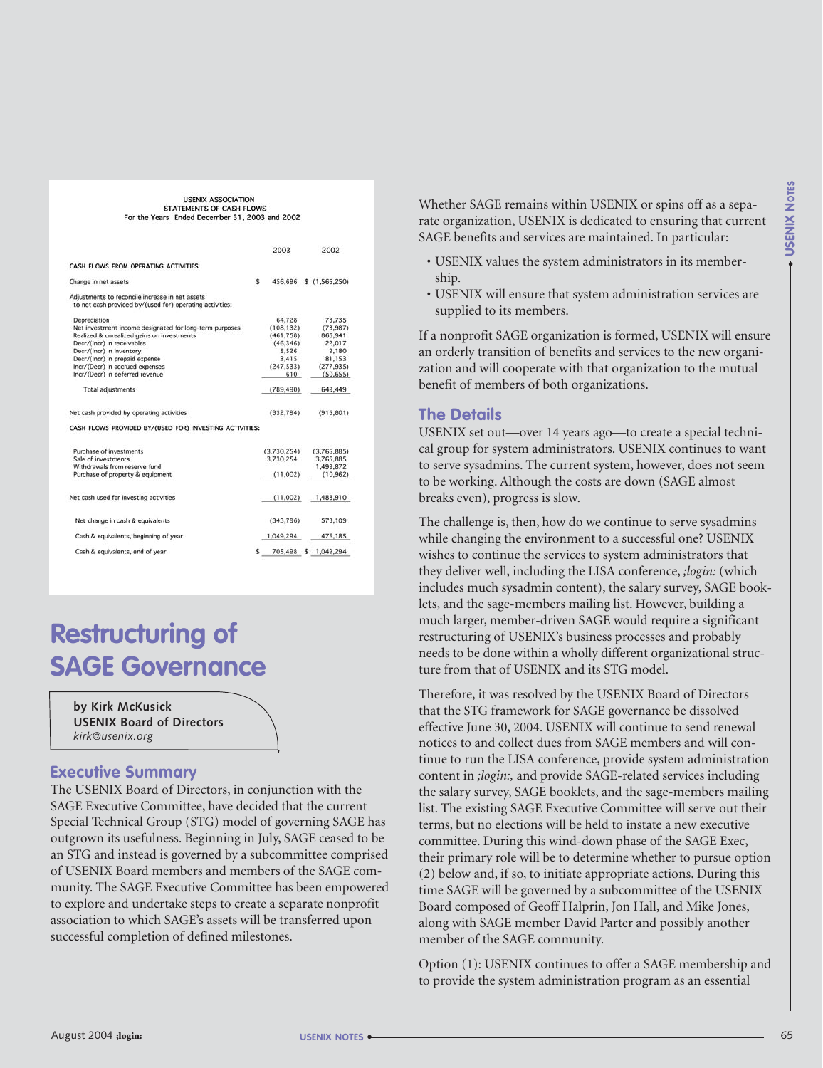USENIX ASSOCIATION
STATEMENTS OF CASH FLOWS
For the Years Ended December 31, 2003 and 2002

| | 2003 | 2002 |
|---|---|---|
| **CASH FLOWS FROM OPERATING ACTIVITIES** | | |
| Change in net assets | $ 456,696 | $ (1,565,250) |
| Adjustments to reconcile increase in net assets to net cash provided by/(used for) operating activities: | | |
| Depreciation | 64,728 | 73,735 |
| Net investment income designated for long-term purposes | (108,132) | (73,987) |
| Realized & unrealized gains on investments | (461,758) | 865,941 |
| Decr/(Incr) in receivables | (46,346) | 22,017 |
| Decr/(Incr) in inventory | 5,526 | 9,180 |
| Decr/(Incr) in prepaid expense | 3,415 | 81,153 |
| Incr/(Decr) in accrued expenses | (247,533) | (277,935) |
| Incr/(Decr) in deferred revenue | 610 | (50,655) |
| Total adjustments | (789,490) | 649,449 |
| Net cash provided by operating activities | (332,794) | (915,801) |
| **CASH FLOWS PROVIDED BY/(USED FOR) INVESTING ACTIVITIES:** | | |
| Purchase of investments | (3,730,254) | (3,765,885) |
| Sale of investments | 3,730,254 | 3,765,885 |
| Withdrawals from reserve fund | | 1,499,872 |
| Purchase of property & equipment | (11,002) | (10,962) |
| Net cash used for investing activities | (11,002) | 1,488,910 |
| Net change in cash & equivalents | (343,796) | 573,109 |
| Cash & equivalents, beginning of year | 1,049,294 | 476,185 |
| Cash & equivalents, end of year | $ 705,498 | $ 1,049,294 |

# Restructuring of SAGE Governance

**by Kirk McKusick**
**USENIX Board of Directors**
*kirk@usenix.org*

## Executive Summary

The USENIX Board of Directors, in conjunction with the SAGE Executive Committee, have decided that the current Special Technical Group (STG) model of governing SAGE has outgrown its usefulness. Beginning in July, SAGE ceased to be an STG and instead is governed by a subcommittee comprised of USENIX Board members and members of the SAGE community. The SAGE Executive Committee has been empowered to explore and undertake steps to create a separate nonprofit association to which SAGE's assets will be transferred upon successful completion of defined milestones.

Whether SAGE remains within USENIX or spins off as a separate organization, USENIX is dedicated to ensuring that current SAGE benefits and services are maintained. In particular:

- USENIX values the system administrators in its membership.
- USENIX will ensure that system administration services are supplied to its members.

If a nonprofit SAGE organization is formed, USENIX will ensure an orderly transition of benefits and services to the new organization and will cooperate with that organization to the mutual benefit of members of both organizations.

## The Details

USENIX set out—over 14 years ago—to create a special technical group for system administrators. USENIX continues to want to serve sysadmins. The current system, however, does not seem to be working. Although the costs are down (SAGE almost breaks even), progress is slow.

The challenge is, then, how do we continue to serve sysadmins while changing the environment to a successful one? USENIX wishes to continue the services to system administrators that they deliver well, including the LISA conference, *;login:* (which includes much sysadmin content), the salary survey, SAGE booklets, and the sage-members mailing list. However, building a much larger, member-driven SAGE would require a significant restructuring of USENIX's business processes and probably needs to be done within a wholly different organizational structure from that of USENIX and its STG model.

Therefore, it was resolved by the USENIX Board of Directors that the STG framework for SAGE governance be dissolved effective June 30, 2004. USENIX will continue to send renewal notices to and collect dues from SAGE members and will continue to run the LISA conference, provide system administration content in *;login:,* and provide SAGE-related services including the salary survey, SAGE booklets, and the sage-members mailing list. The existing SAGE Executive Committee will serve out their terms, but no elections will be held to instate a new executive committee. During this wind-down phase of the SAGE Exec, their primary role will be to determine whether to pursue option (2) below and, if so, to initiate appropriate actions. During this time SAGE will be governed by a subcommittee of the USENIX Board composed of Geoff Halprin, Jon Hall, and Mike Jones, along with SAGE member David Parter and possibly another member of the SAGE community.

Option (1): USENIX continues to offer a SAGE membership and to provide the system administration program as an essential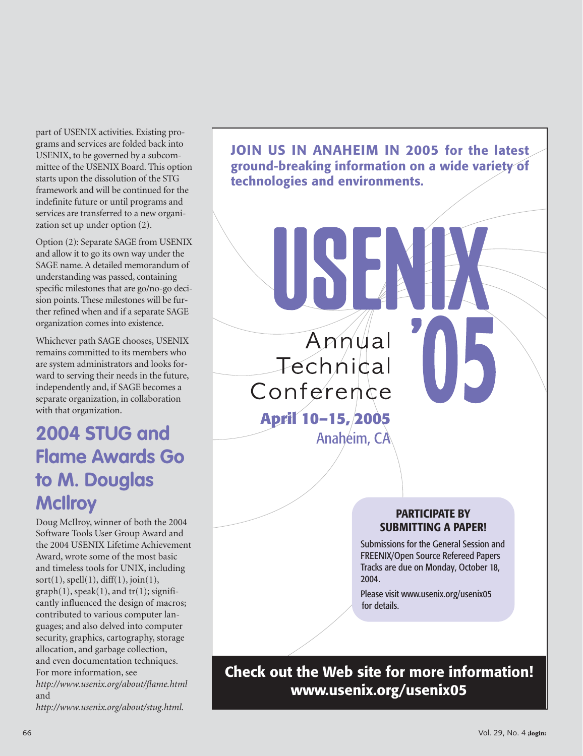part of USENIX activities. Existing programs and services are folded back into USENIX, to be governed by a subcommittee of the USENIX Board. This option starts upon the dissolution of the STG framework and will be continued for the indefinite future or until programs and services are transferred to a new organization set up under option (2).

Option (2): Separate SAGE from USENIX and allow it to go its own way under the SAGE name. A detailed memorandum of understanding was passed, containing specific milestones that are go/no-go decision points. These milestones will be further refined when and if a separate SAGE organization comes into existence.

Whichever path SAGE chooses, USENIX remains committed to its members who are system administrators and looks forward to serving their needs in the future, independently and, if SAGE becomes a separate organization, in collaboration with that organization.

## 2004 STUG and Flame Awards Go to M. Douglas McIlroy

Doug McIlroy, winner of both the 2004 Software Tools User Group Award and the 2004 USENIX Lifetime Achievement Award, wrote some of the most basic and timeless tools for UNIX, including sort(1), spell(1), diff(1), join(1), graph(1), speak(1), and tr(1); significantly influenced the design of macros; contributed to various computer languages; and also delved into computer security, graphics, cartography, storage allocation, and garbage collection, and even documentation techniques. For more information, see *http://www.usenix.org/about/flame.html* and *http://www.usenix.org/about/stug.html.*

**JOIN US IN ANAHEIM IN 2005 for the latest ground-breaking information on a wide variety of technologies and environments.**

# USENIX '05

Annual Technical Conference

**April 10–15, 2005**
Anaheim, CA

**PARTICIPATE BY SUBMITTING A PAPER!**

Submissions for the General Session and FREENIX/Open Source Refereed Papers Tracks are due on Monday, October 18, 2004.

Please visit www.usenix.org/usenix05 for details.

**Check out the Web site for more information!**
**www.usenix.org/usenix05**